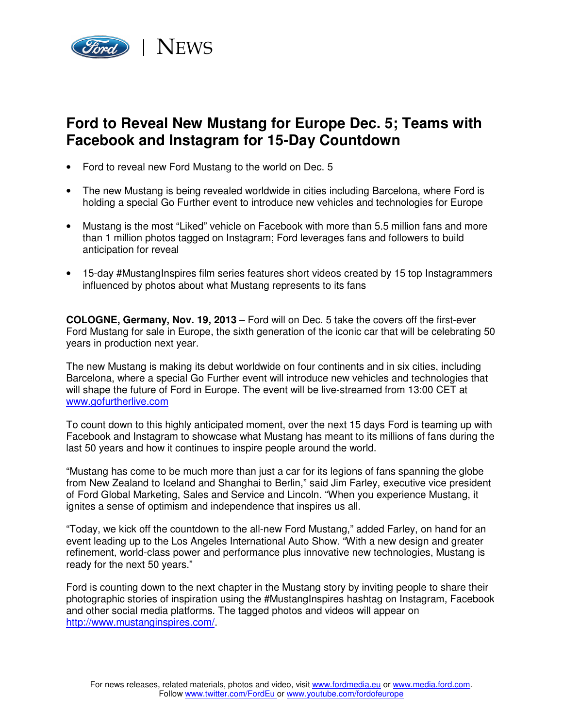# Ford to Reveal New Mustang for Europe Dec. 5; Teams with Facebook and Instagram for 15-Day Countdown

- Ford to reveal new Ford Mustang to the world on Dec. 5
- The new Mustang is being revealed worldwide in cities including Barcelona, where Ford is holding a special Go Further event to introduce new vehicles and technologies for Europe
- Mustang is the most "Liked" vehicle on Facebook with more than 5.5 million fans and more than 1 million photos tagged on Instagram; Ford leverages fans and followers to build anticipation for reveal
- 15-day #MustangInspires film series features short videos created by 15 top Instagrammers influenced by photos about what Mustang represents to its fans

**COLOGNE, Germany, Nov. 19, 2013** – Ford will on Dec. 5 take the covers off the first-ever Ford Mustang for sale in Europe, the sixth generation of the iconic car that will be celebrating 50 years in production next year.

The new Mustang is making its debut worldwide on four continents and in six cities, including Barcelona, where a special Go Further event will introduce new vehicles and technologies that will shape the future of Ford in Europe. The event will be live-streamed from 13:00 CET at www.gofurtherlive.com

To count down to this highly anticipated moment, over the next 15 days Ford is teaming up with Facebook and Instagram to showcase what Mustang has meant to its millions of fans during the last 50 years and how it continues to inspire people around the world.

"Mustang has come to be much more than just a car for its legions of fans spanning the globe from New Zealand to Iceland and Shanghai to Berlin," said Jim Farley, executive vice president of Ford Global Marketing, Sales and Service and Lincoln. "When you experience Mustang, it ignites a sense of optimism and independence that inspires us all.

"Today, we kick off the countdown to the all-new Ford Mustang," added Farley, on hand for an event leading up to the Los Angeles International Auto Show. "With a new design and greater refinement, world-class power and performance plus innovative new technologies, Mustang is ready for the next 50 years."

Ford is counting down to the next chapter in the Mustang story by inviting people to share their photographic stories of inspiration using the #MustangInspires hashtag on Instagram, Facebook and other social media platforms. The tagged photos and videos will appear on http://www.mustanginspires.com/.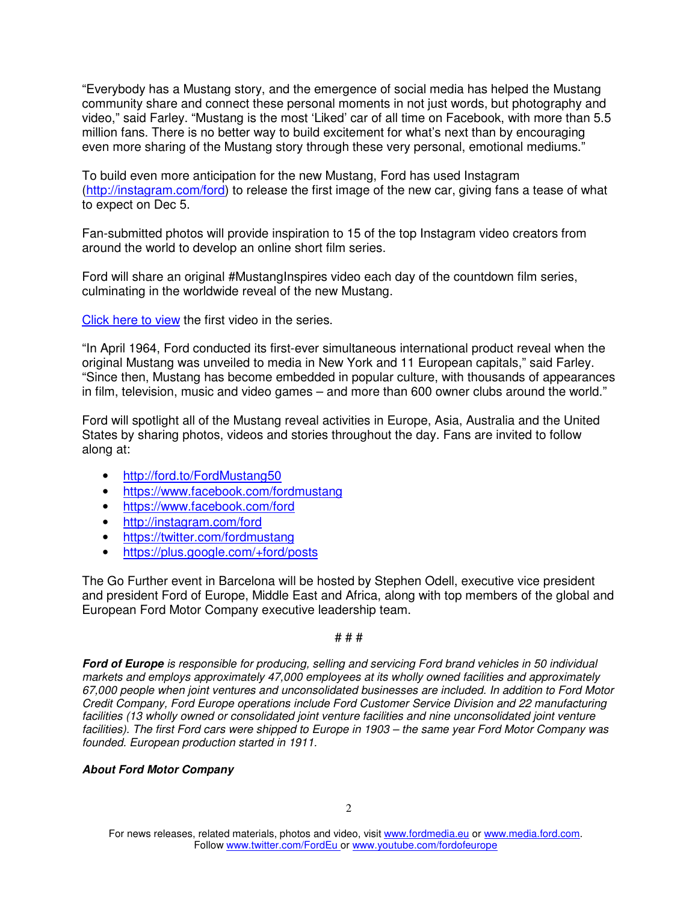"Everybody has a Mustang story, and the emergence of social media has helped the Mustang community share and connect these personal moments in not just words, but photography and video," said Farley. "Mustang is the most 'Liked' car of all time on Facebook, with more than 5.5 million fans. There is no better way to build excitement for what's next than by encouraging even more sharing of the Mustang story through these very personal, emotional mediums."

To build even more anticipation for the new Mustang, Ford has used Instagram (http://instagram.com/ford) to release the first image of the new car, giving fans a tease of what to expect on Dec 5.

Fan-submitted photos will provide inspiration to 15 of the top Instagram video creators from around the world to develop an online short film series.

Ford will share an original #MustangInspires video each day of the countdown film series, culminating in the worldwide reveal of the new Mustang.

Click here to view the first video in the series.

"In April 1964, Ford conducted its first-ever simultaneous international product reveal when the original Mustang was unveiled to media in New York and 11 European capitals," said Farley. "Since then, Mustang has become embedded in popular culture, with thousands of appearances in film, television, music and video games – and more than 600 owner clubs around the world."

Ford will spotlight all of the Mustang reveal activities in Europe, Asia, Australia and the United States by sharing photos, videos and stories throughout the day. Fans are invited to follow along at:

- http://ford.to/FordMustang50
- https://www.facebook.com/fordmustang
- https://www.facebook.com/ford
- http://instagram.com/ford
- https://twitter.com/fordmustang
- https://plus.google.com/+ford/posts

The Go Further event in Barcelona will be hosted by Stephen Odell, executive vice president and president Ford of Europe, Middle East and Africa, along with top members of the global and European Ford Motor Company executive leadership team.

# # #

***Ford of Europe*** *is responsible for producing, selling and servicing Ford brand vehicles in 50 individual markets and employs approximately 47,000 employees at its wholly owned facilities and approximately 67,000 people when joint ventures and unconsolidated businesses are included. In addition to Ford Motor Credit Company, Ford Europe operations include Ford Customer Service Division and 22 manufacturing facilities (13 wholly owned or consolidated joint venture facilities and nine unconsolidated joint venture facilities). The first Ford cars were shipped to Europe in 1903 – the same year Ford Motor Company was founded. European production started in 1911.*

***About Ford Motor Company***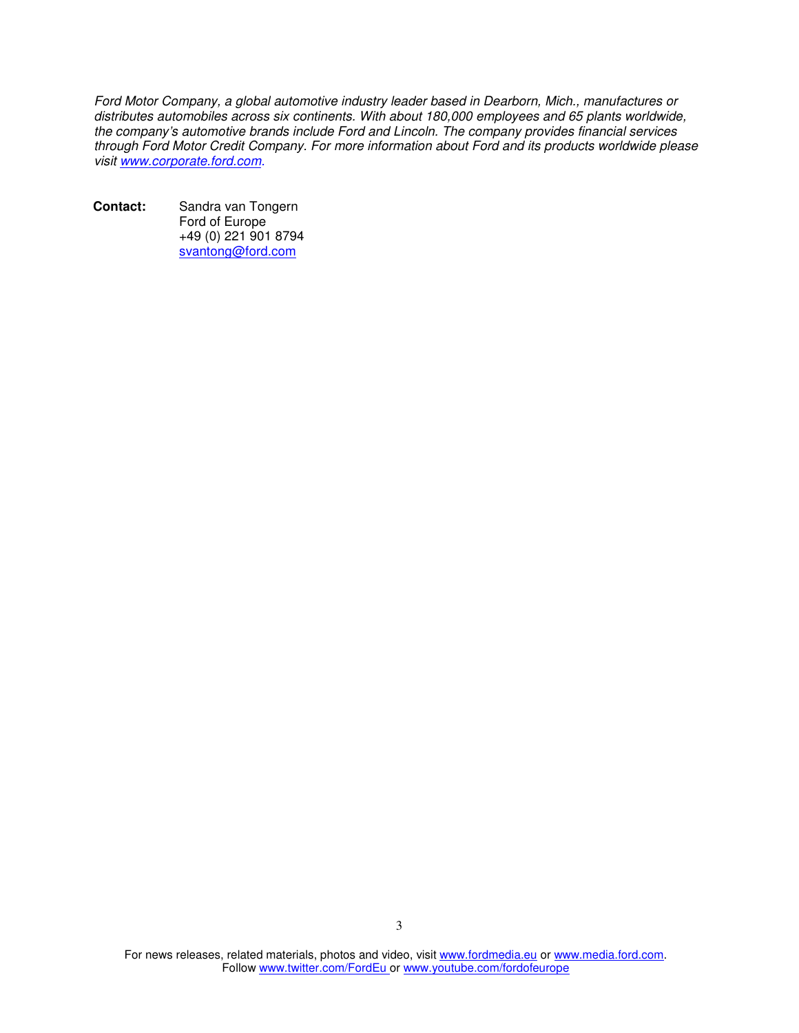*Ford Motor Company, a global automotive industry leader based in Dearborn, Mich., manufactures or distributes automobiles across six continents. With about 180,000 employees and 65 plants worldwide, the company's automotive brands include Ford and Lincoln. The company provides financial services through Ford Motor Credit Company. For more information about Ford and its products worldwide please visit www.corporate.ford.com.*

**Contact:** Sandra van Tongern
Ford of Europe
+49 (0) 221 901 8794
svantong@ford.com